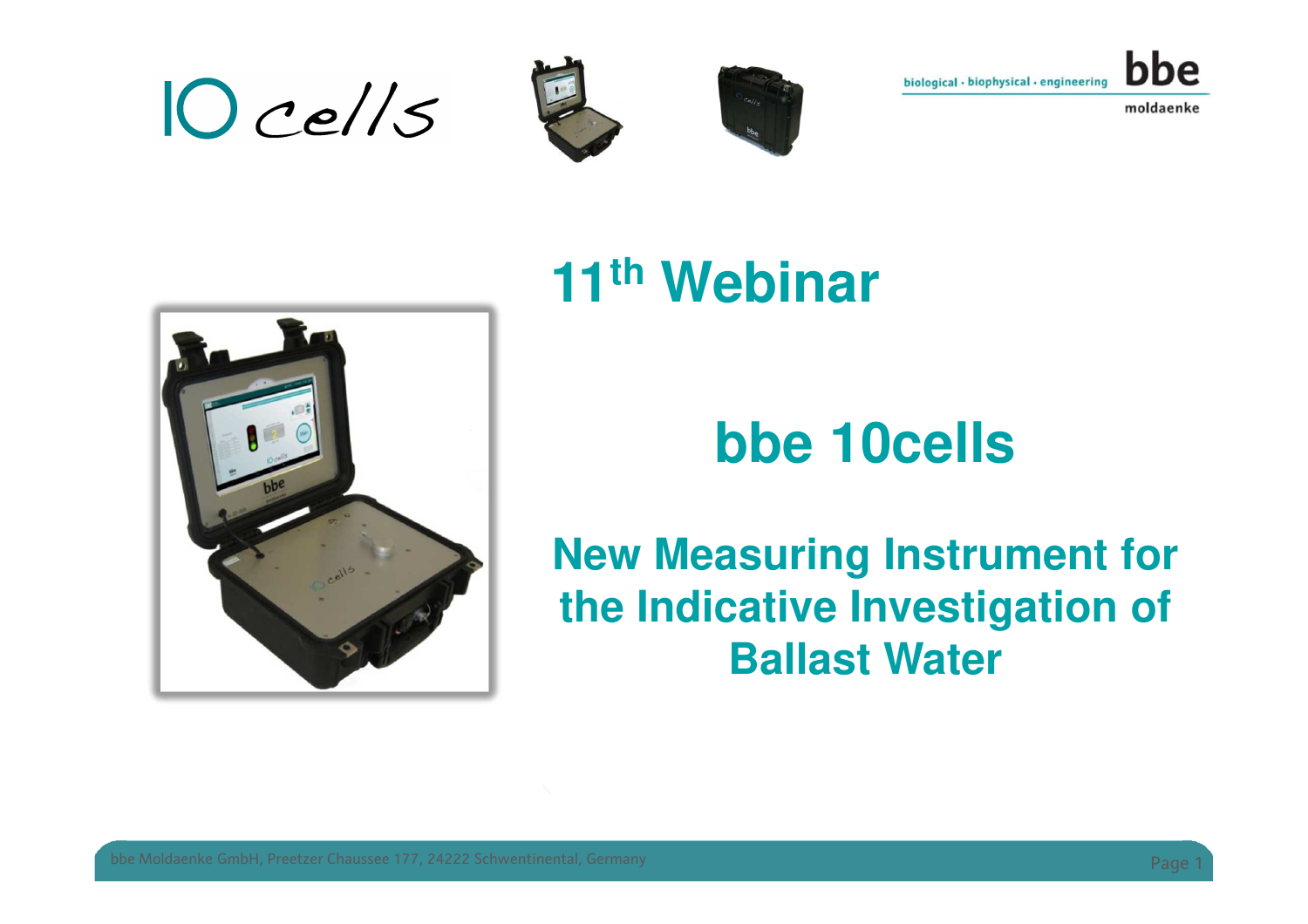# 11th Webinar

## bbe 10cells

### New Measuring Instrument for the Indicative Investigation of Ballast Water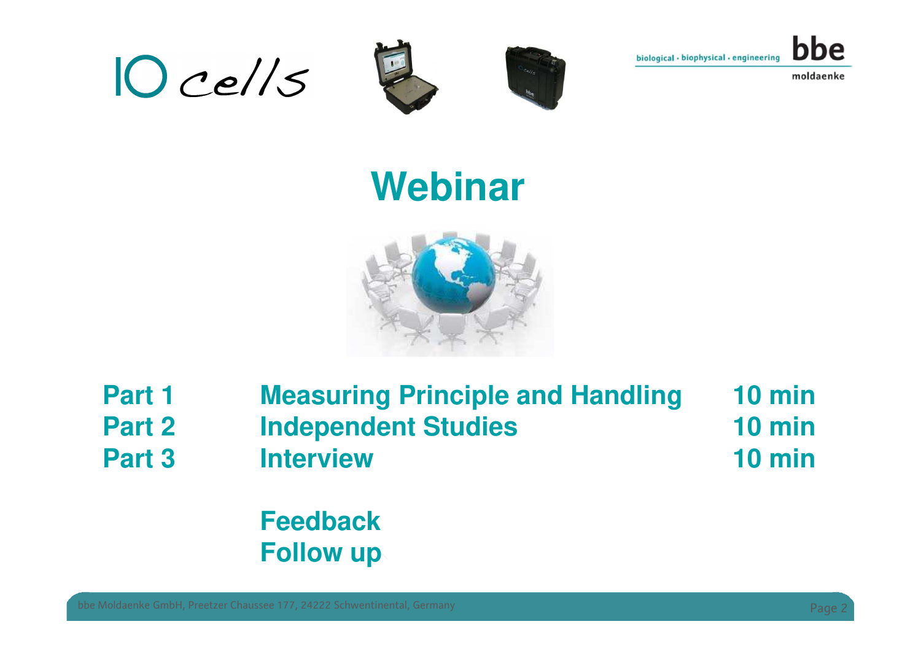# Webinar

| | | |
|---|---|---|
| **Part 1** | **Measuring Principle and Handling** | **10 min** |
| **Part 2** | **Independent Studies** | **10 min** |
| **Part 3** | **Interview** | **10 min** |

**Feedback**
**Follow up**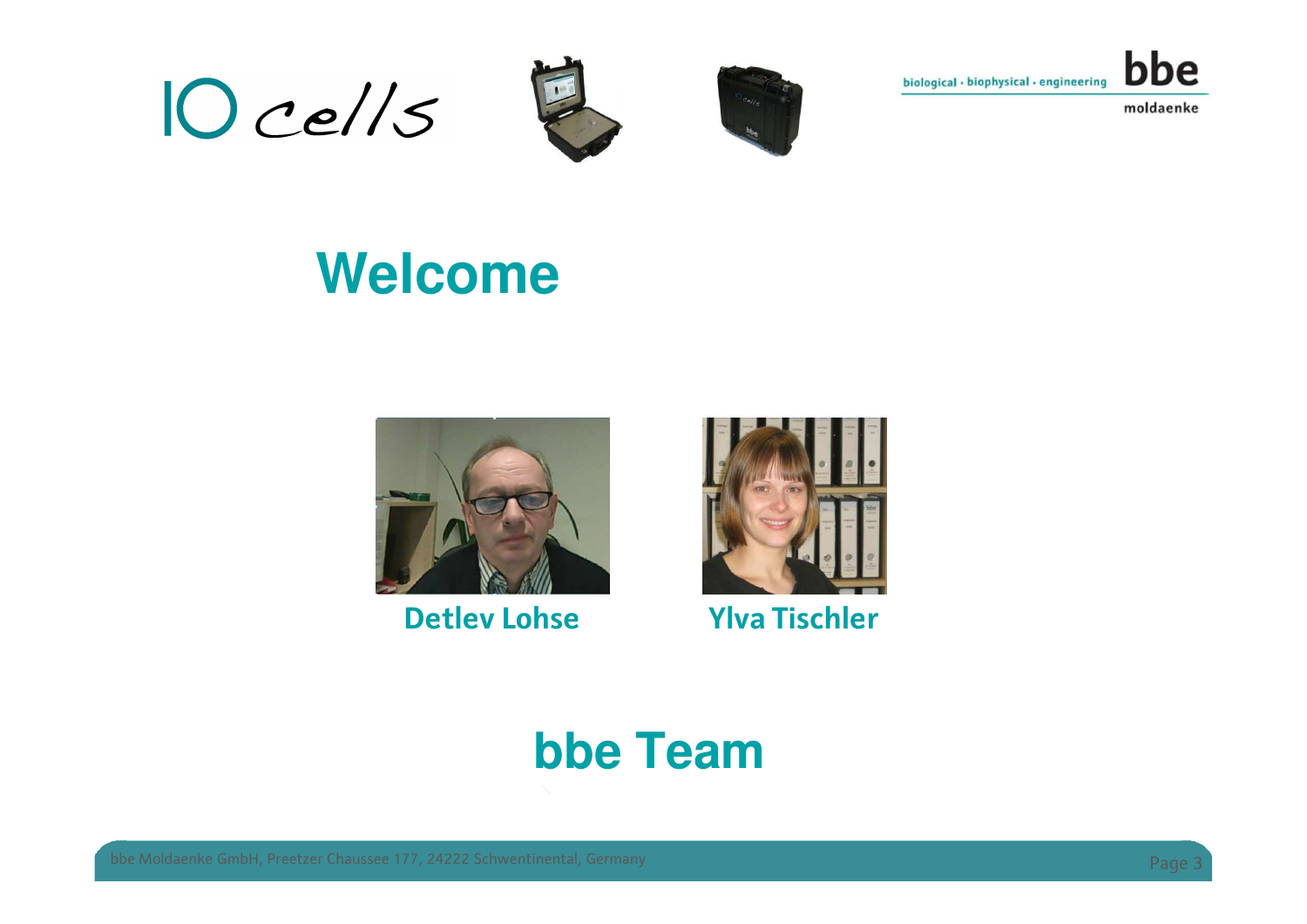# Welcome

Detlev Lohse

Ylva Tischler

## bbe Team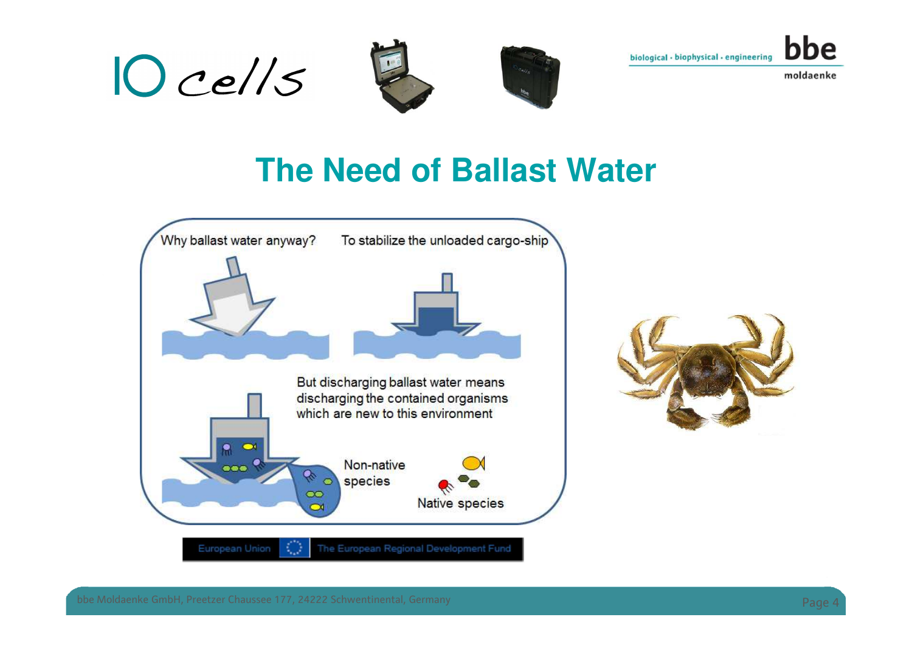# The Need of Ballast Water

Why ballast water anyway? To stabilize the unloaded cargo-ship

But discharging ballast water means discharging the contained organisms which are new to this environment

Non-native species

Native species

European Union | The European Regional Development Fund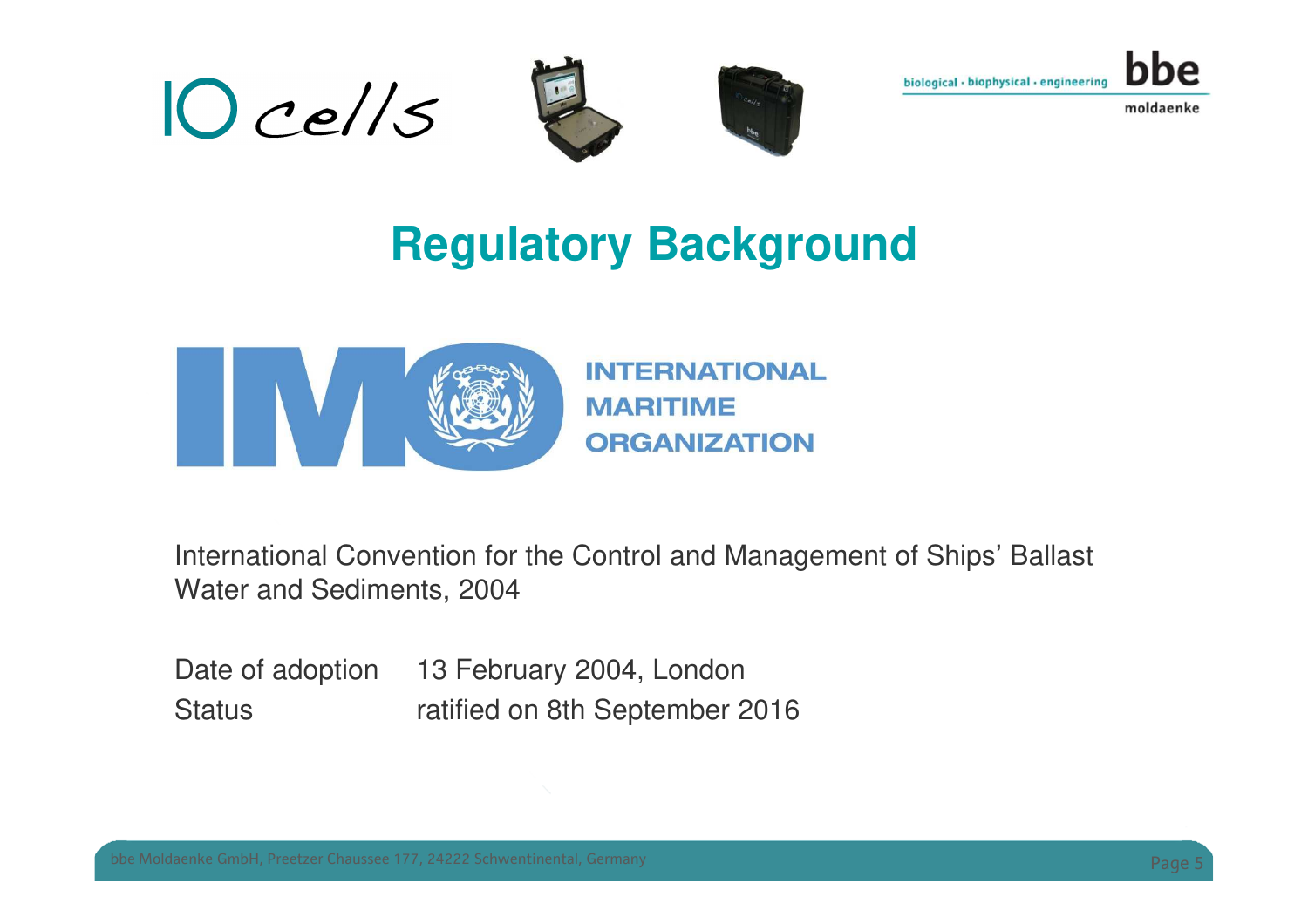# Regulatory Background

INTERNATIONAL MARITIME ORGANIZATION

International Convention for the Control and Management of Ships' Ballast Water and Sediments, 2004

| | |
|---|---|
| Date of adoption | 13 February 2004, London |
| Status | ratified on 8th September 2016 |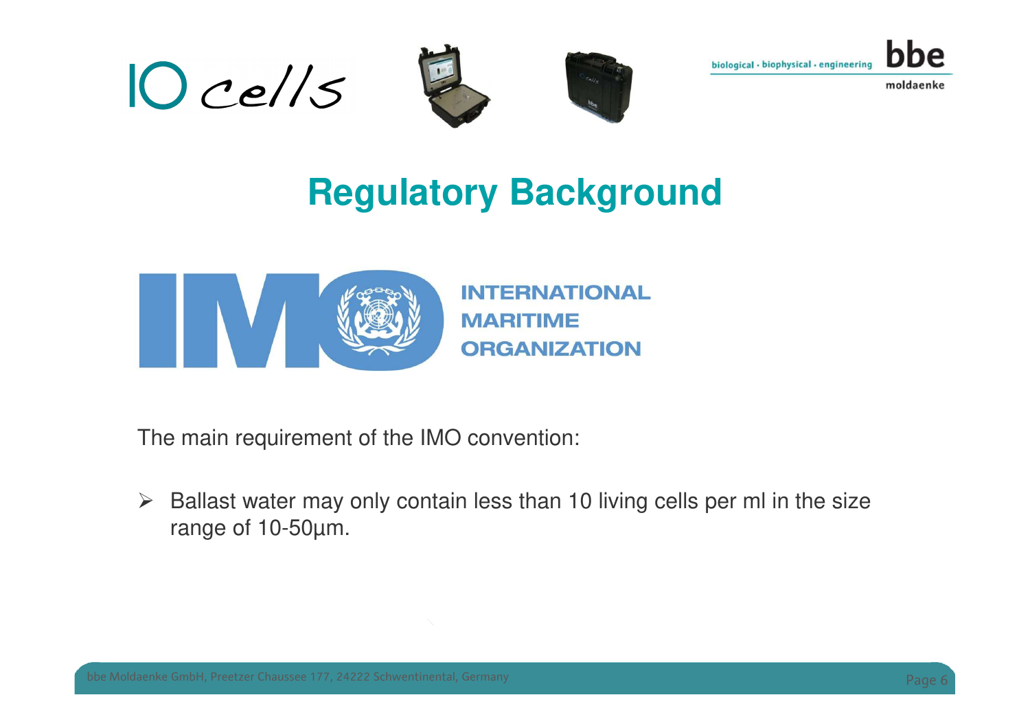# Regulatory Background

INTERNATIONAL MARITIME ORGANIZATION

The main requirement of the IMO convention:

- Ballast water may only contain less than 10 living cells per ml in the size range of 10-50µm.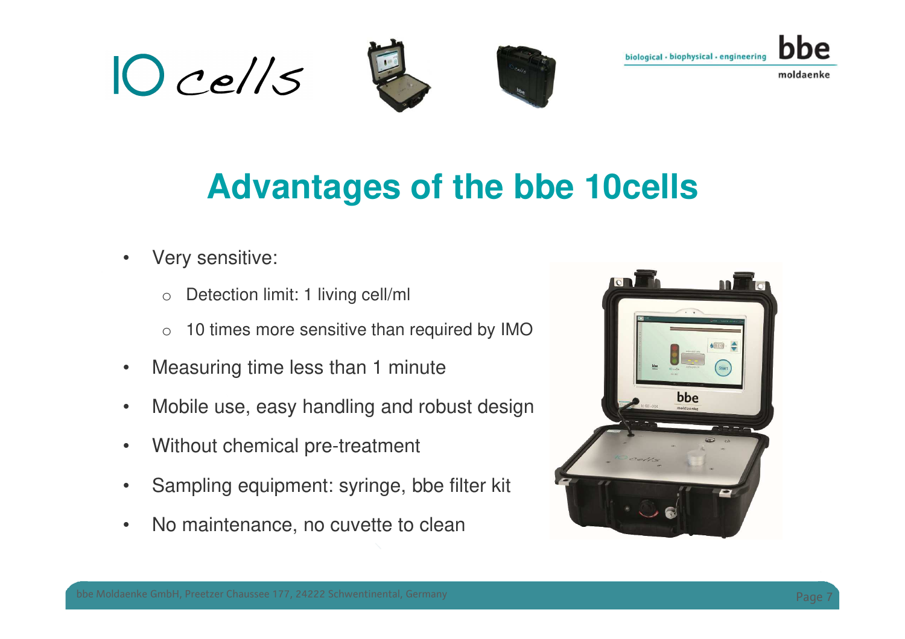# Advantages of the bbe 10cells

- Very sensitive:
  - Detection limit: 1 living cell/ml
  - 10 times more sensitive than required by IMO
- Measuring time less than 1 minute
- Mobile use, easy handling and robust design
- Without chemical pre-treatment
- Sampling equipment: syringe, bbe filter kit
- No maintenance, no cuvette to clean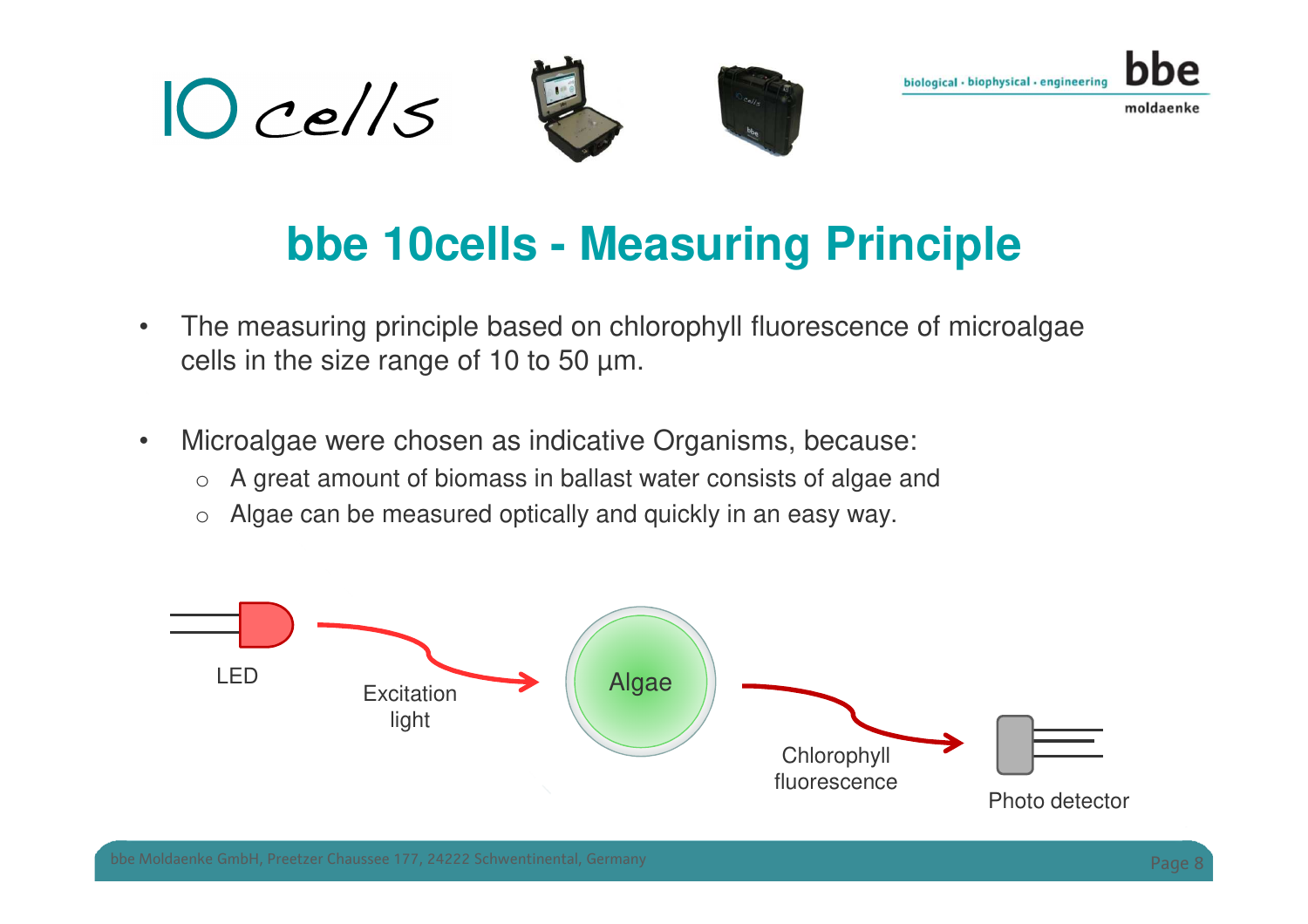# bbe 10cells - Measuring Principle

- The measuring principle based on chlorophyll fluorescence of microalgae cells in the size range of 10 to 50 µm.

- Microalgae were chosen as indicative Organisms, because:
  - A great amount of biomass in ballast water consists of algae and
  - Algae can be measured optically and quickly in an easy way.

LED → Excitation light → Algae → Chlorophyll fluorescence → Photo detector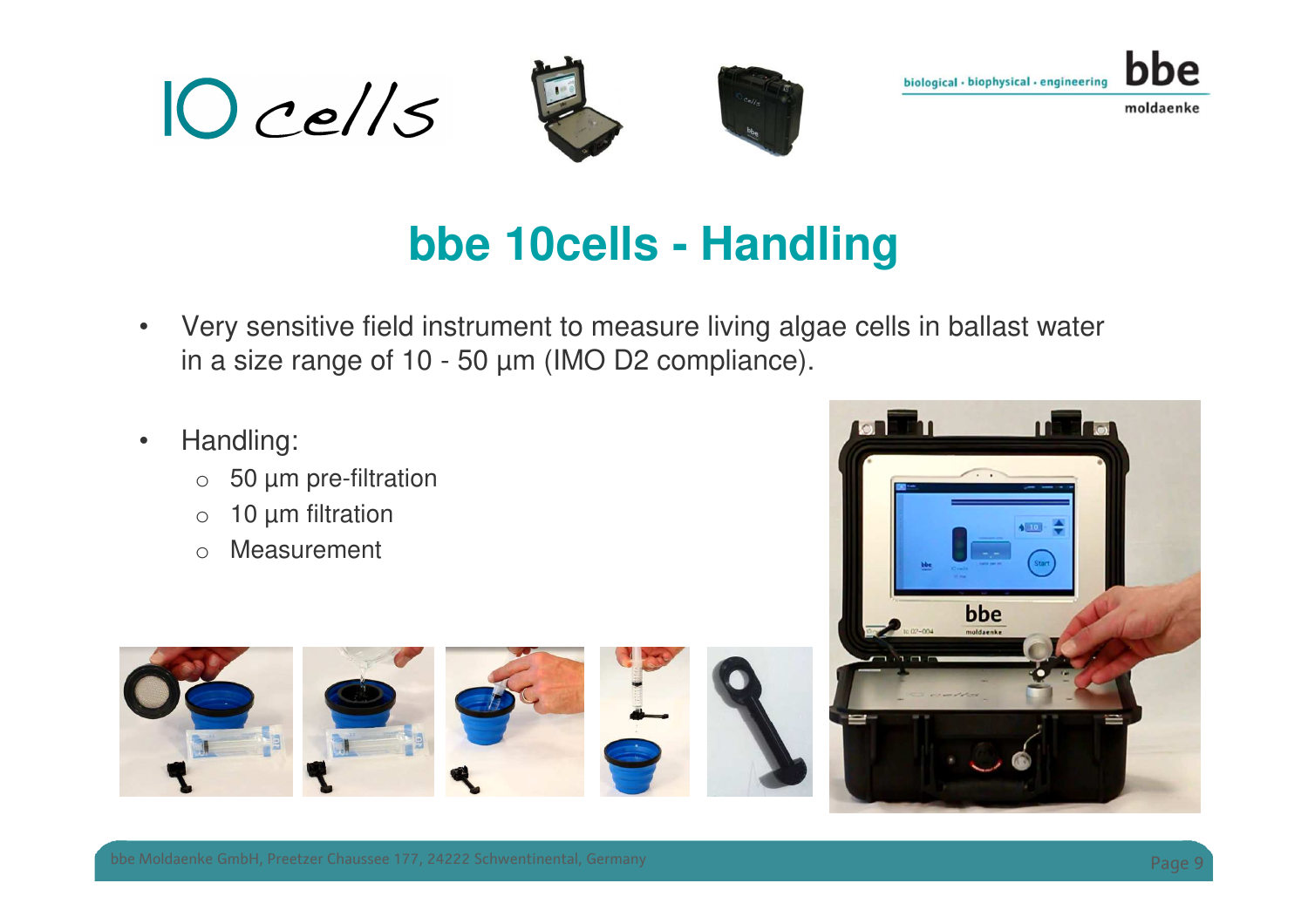# bbe 10cells - Handling

- Very sensitive field instrument to measure living algae cells in ballast water in a size range of 10 - 50 µm (IMO D2 compliance).

- Handling:
  - 50 µm pre-filtration
  - 10 µm filtration
  - Measurement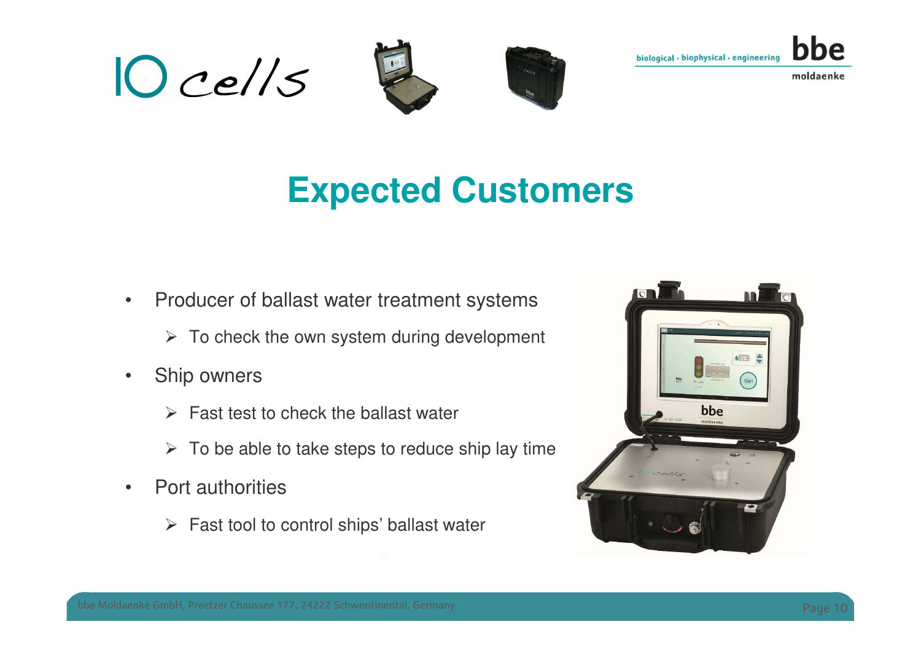# Expected Customers

- Producer of ballast water treatment systems
  - To check the own system during development
- Ship owners
  - Fast test to check the ballast water
  - To be able to take steps to reduce ship lay time
- Port authorities
  - Fast tool to control ships' ballast water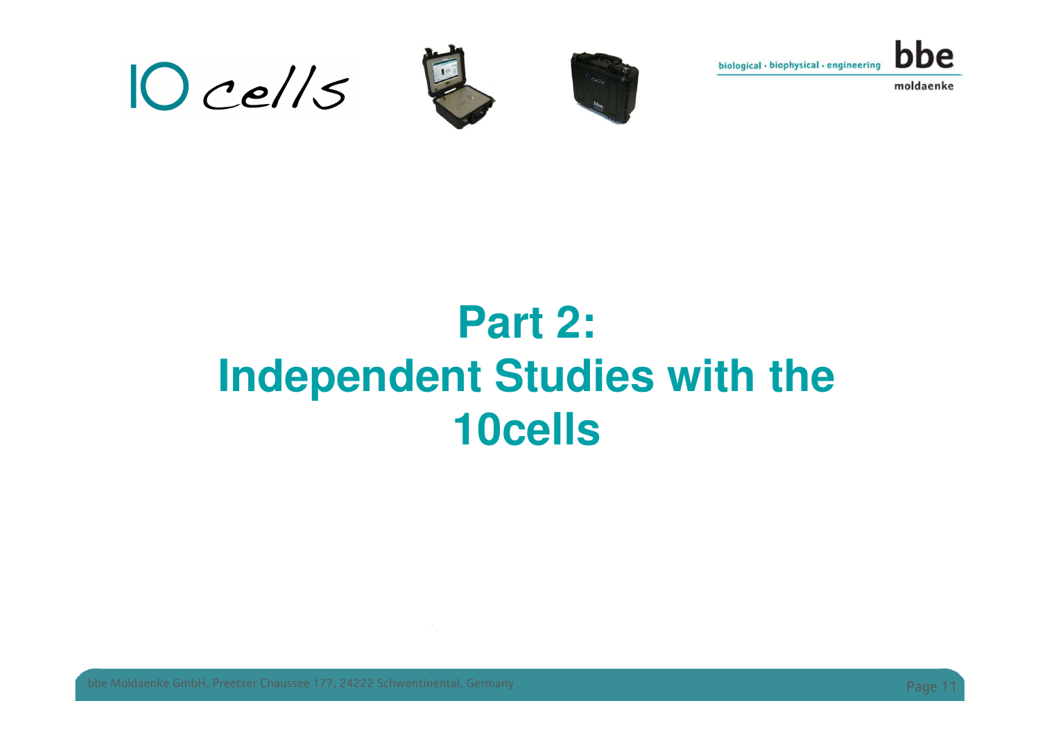# Part 2: Independent Studies with the 10cells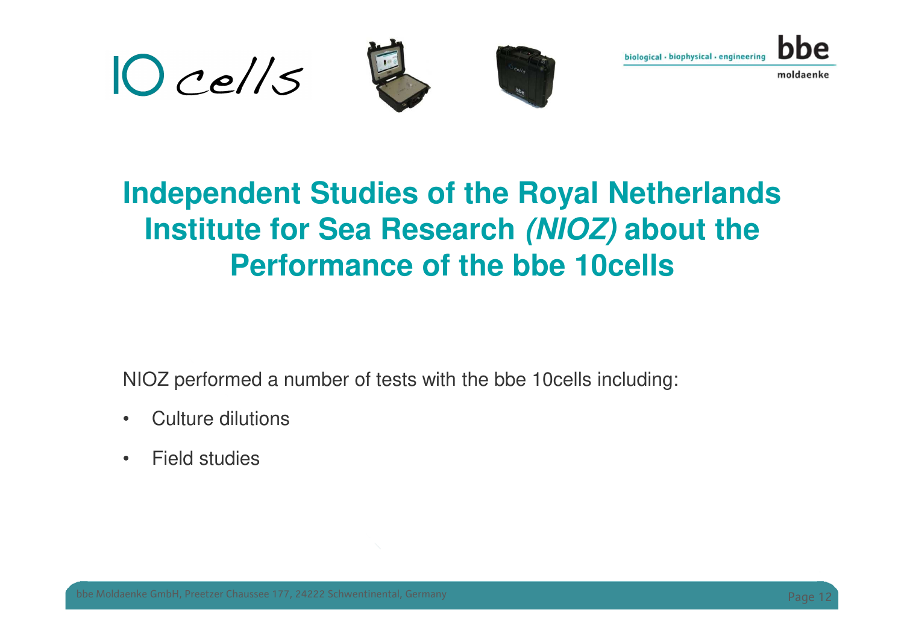# Independent Studies of the Royal Netherlands Institute for Sea Research *(NIOZ)* about the Performance of the bbe 10cells

NIOZ performed a number of tests with the bbe 10cells including:

- Culture dilutions
- Field studies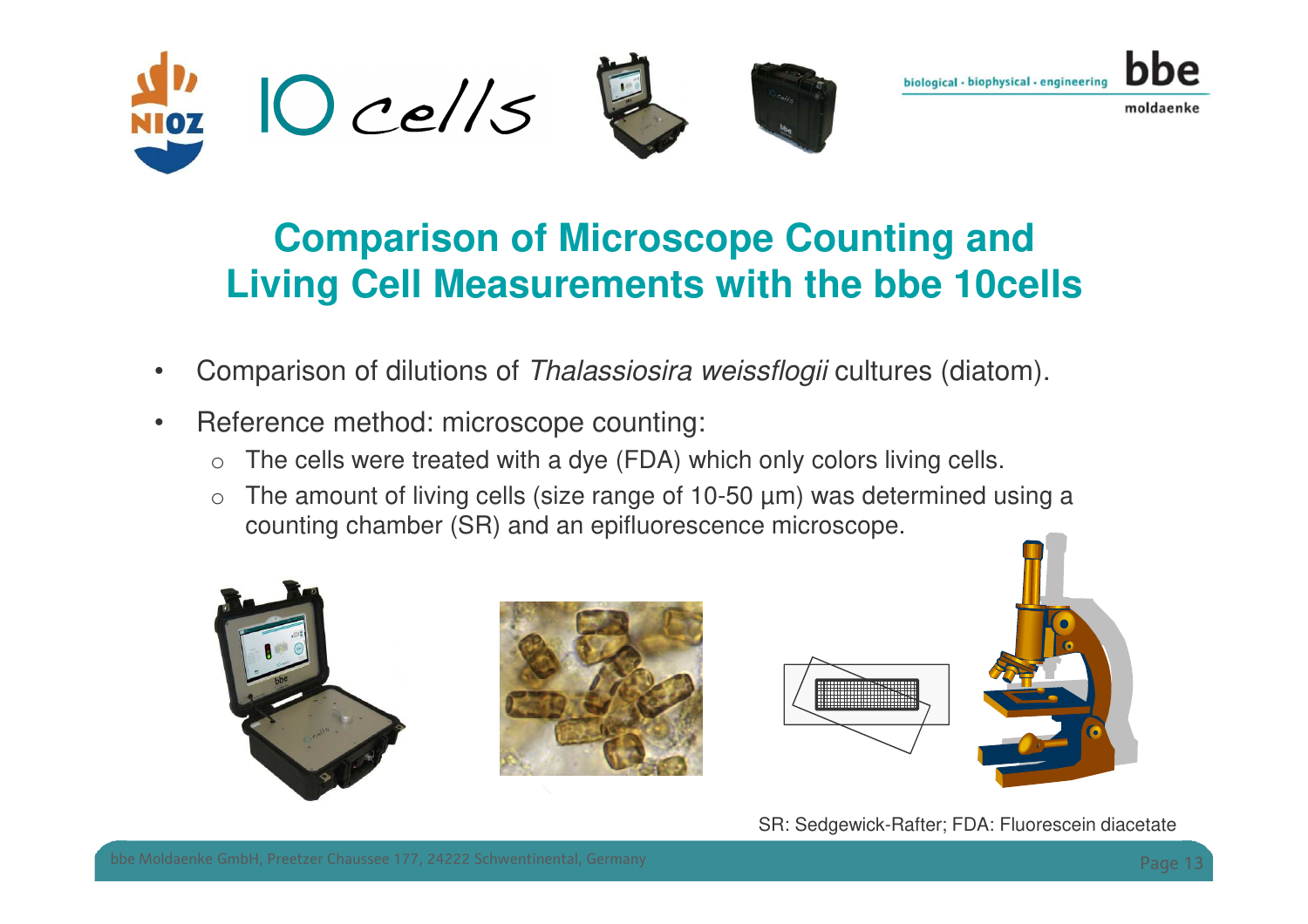## Comparison of Microscope Counting and Living Cell Measurements with the bbe 10cells

- Comparison of dilutions of *Thalassiosira weissflogii* cultures (diatom).
- Reference method: microscope counting:
  - The cells were treated with a dye (FDA) which only colors living cells.
  - The amount of living cells (size range of 10-50 µm) was determined using a counting chamber (SR) and an epifluorescence microscope.

SR: Sedgewick-Rafter; FDA: Fluorescein diacetate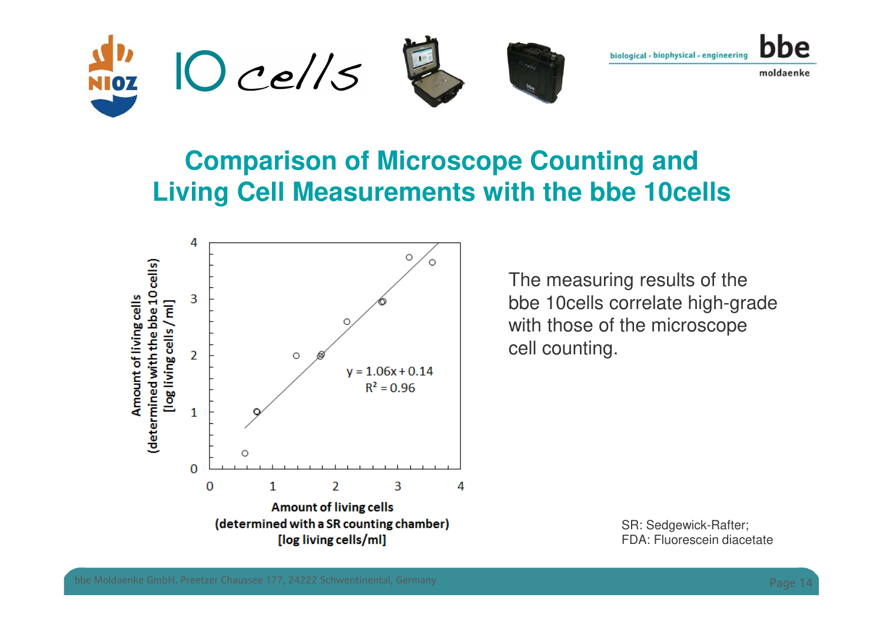# Comparison of Microscope Counting and Living Cell Measurements with the bbe 10cells

The measuring results of the bbe 10cells correlate high-grade with those of the microscope cell counting.

SR: Sedgewick-Rafter;
FDA: Fluorescein diacetate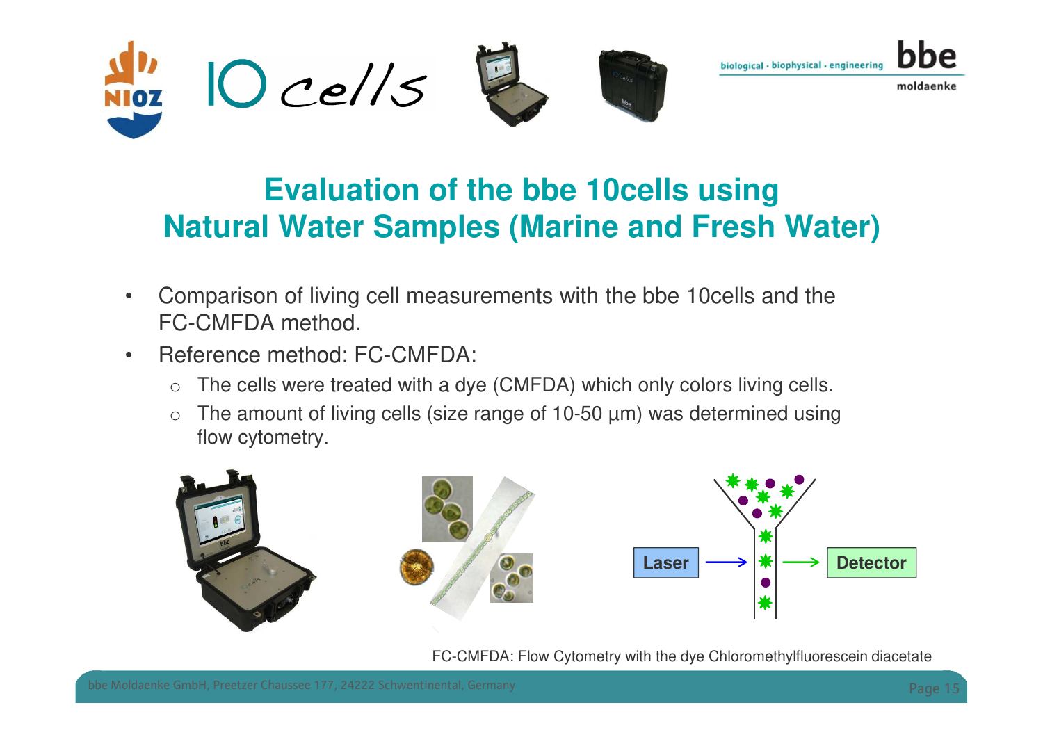# Evaluation of the bbe 10cells using Natural Water Samples (Marine and Fresh Water)

- Comparison of living cell measurements with the bbe 10cells and the FC-CMFDA method.
- Reference method: FC-CMFDA:
  - The cells were treated with a dye (CMFDA) which only colors living cells.
  - The amount of living cells (size range of 10-50 µm) was determined using flow cytometry.

FC-CMFDA: Flow Cytometry with the dye Chloromethylfluorescein diacetate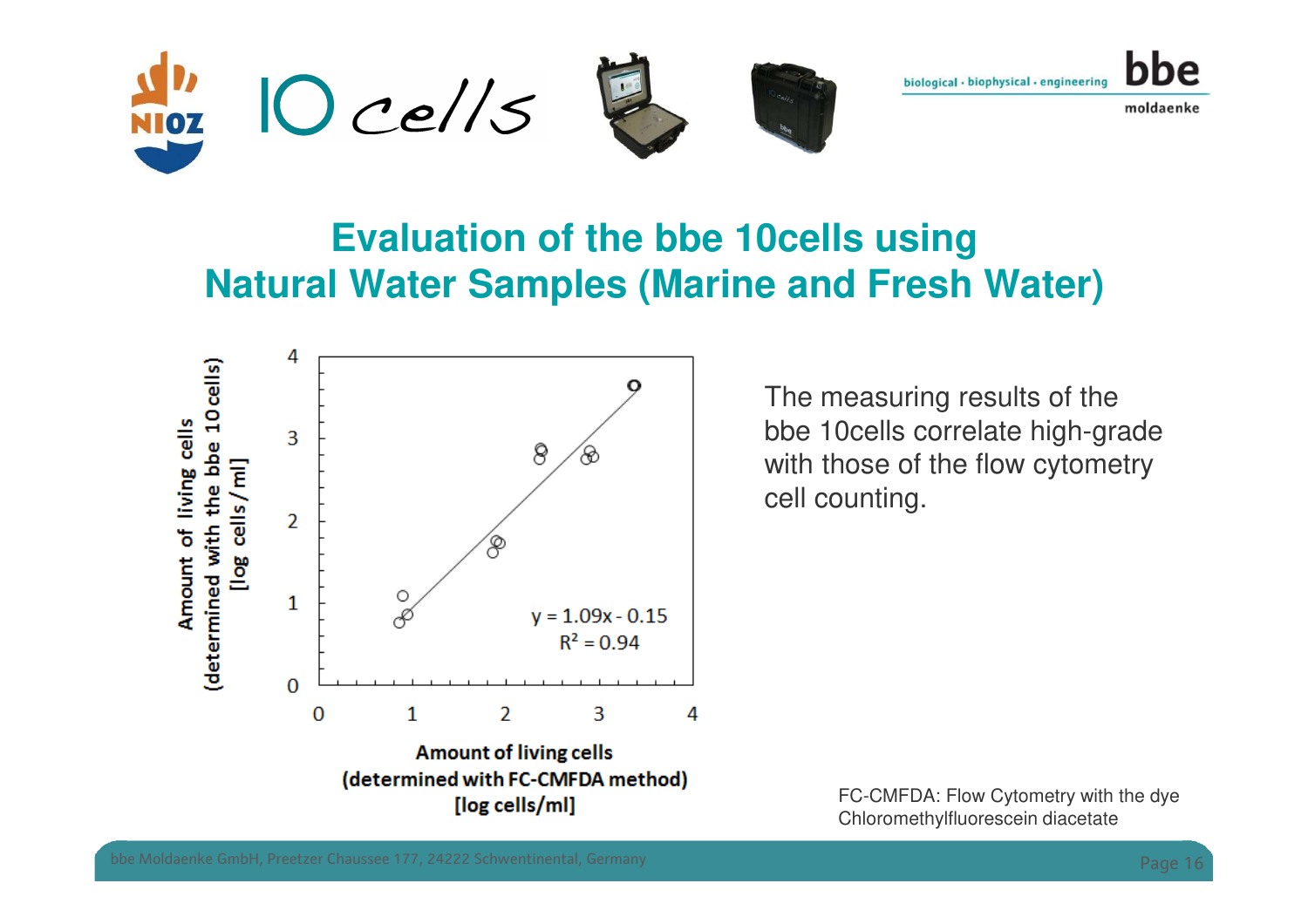# Evaluation of the bbe 10cells using Natural Water Samples (Marine and Fresh Water)

Amount of living cells (determined with the bbe 10cells) [log cells / ml]

$y = 1.09x - 0.15$

$R^2 = 0.94$

Amount of living cells (determined with FC-CMFDA method) [log cells/ml]

The measuring results of the bbe 10cells correlate high-grade with those of the flow cytometry cell counting.

FC-CMFDA: Flow Cytometry with the dye Chloromethylfluorescein diacetate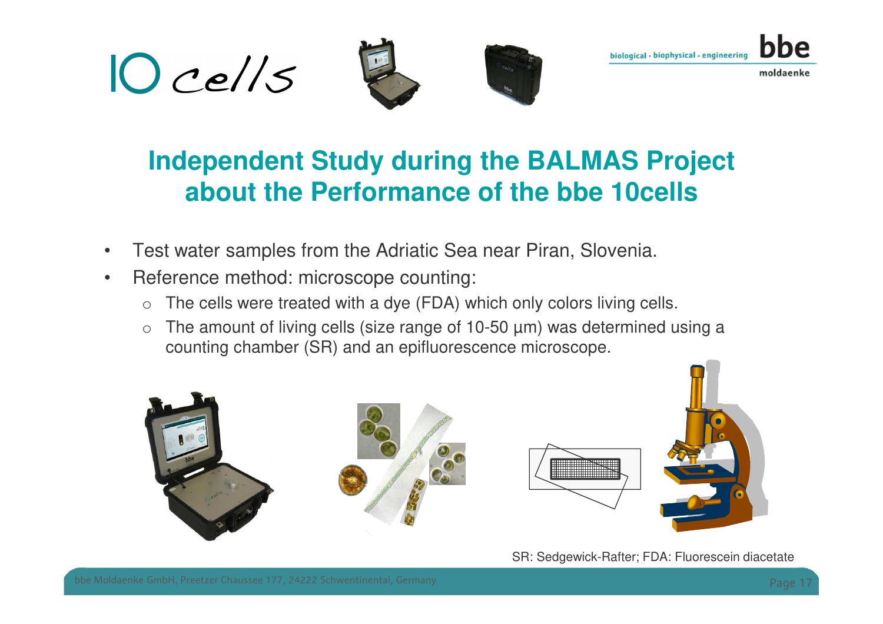# Independent Study during the BALMAS Project about the Performance of the bbe 10cells

- Test water samples from the Adriatic Sea near Piran, Slovenia.
- Reference method: microscope counting:
  - The cells were treated with a dye (FDA) which only colors living cells.
  - The amount of living cells (size range of 10-50 µm) was determined using a counting chamber (SR) and an epifluorescence microscope.

SR: Sedgewick-Rafter; FDA: Fluorescein diacetate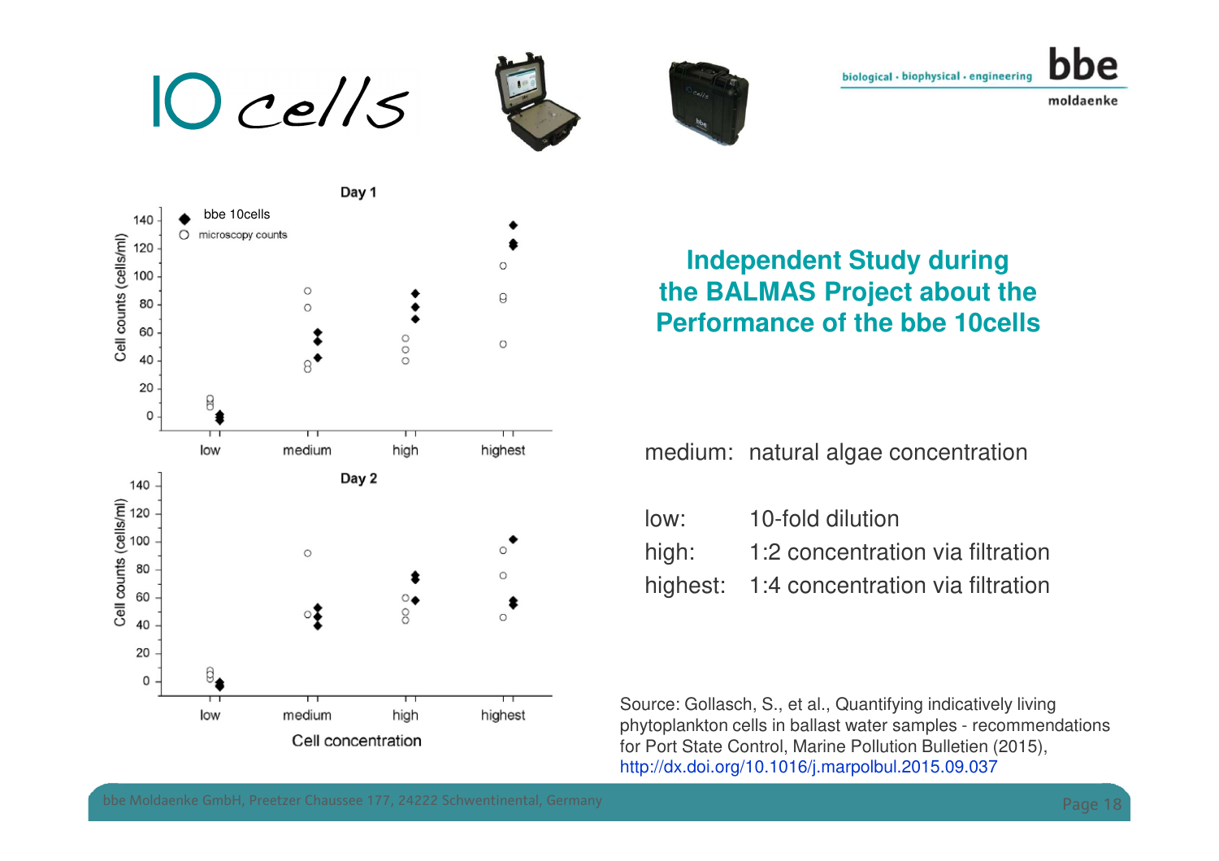# Independent Study during the BALMAS Project about the Performance of the bbe 10cells

medium: natural algae concentration

low: 10-fold dilution
high: 1:2 concentration via filtration
highest: 1:4 concentration via filtration

Source: Gollasch, S., et al., Quantifying indicatively living phytoplankton cells in ballast water samples - recommendations for Port State Control, Marine Pollution Bulletien (2015), http://dx.doi.org/10.1016/j.marpolbul.2015.09.037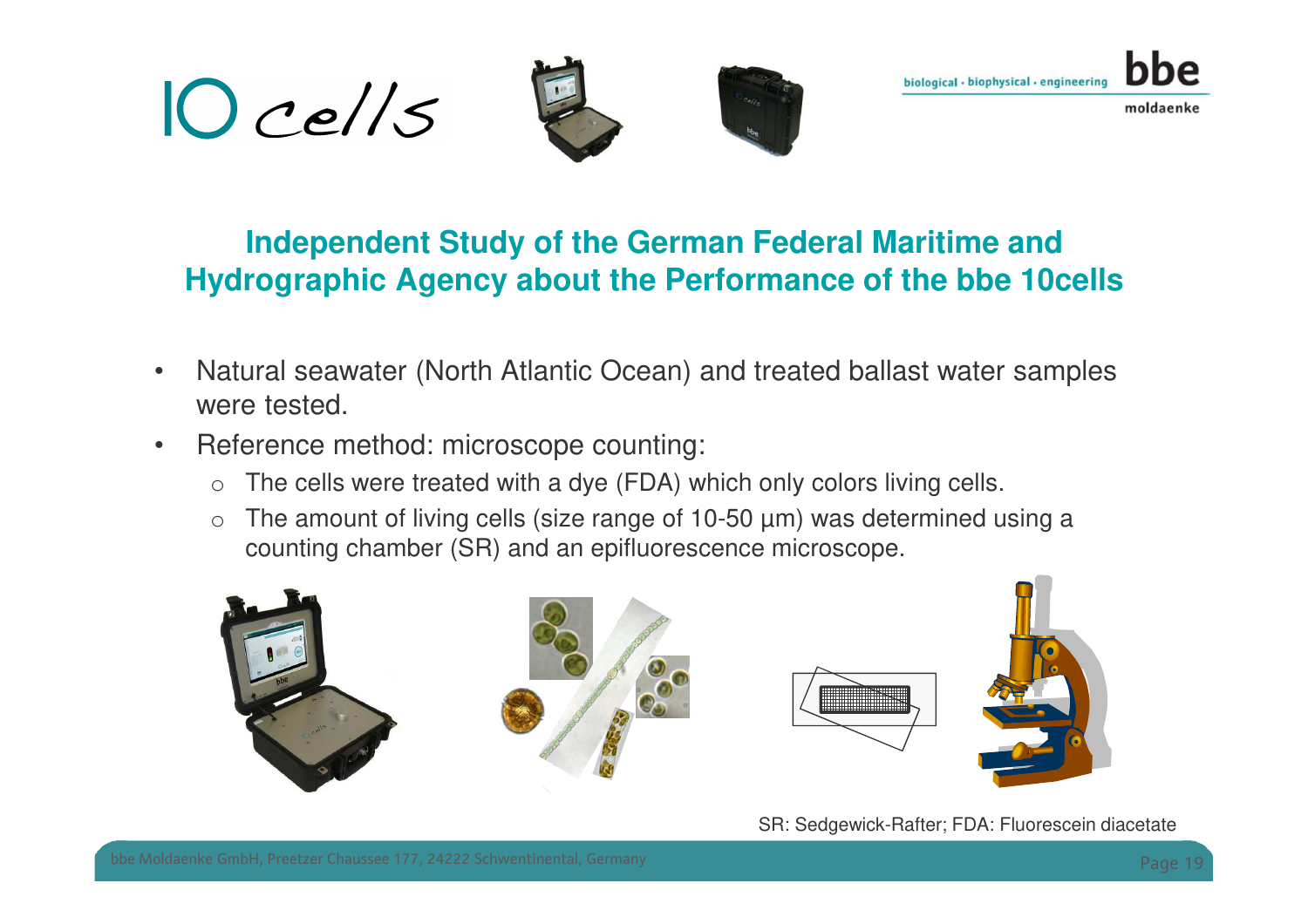## Independent Study of the German Federal Maritime and Hydrographic Agency about the Performance of the bbe 10cells

- Natural seawater (North Atlantic Ocean) and treated ballast water samples were tested.
- Reference method: microscope counting:
  - The cells were treated with a dye (FDA) which only colors living cells.
  - The amount of living cells (size range of 10-50 µm) was determined using a counting chamber (SR) and an epifluorescence microscope.

SR: Sedgewick-Rafter; FDA: Fluorescein diacetate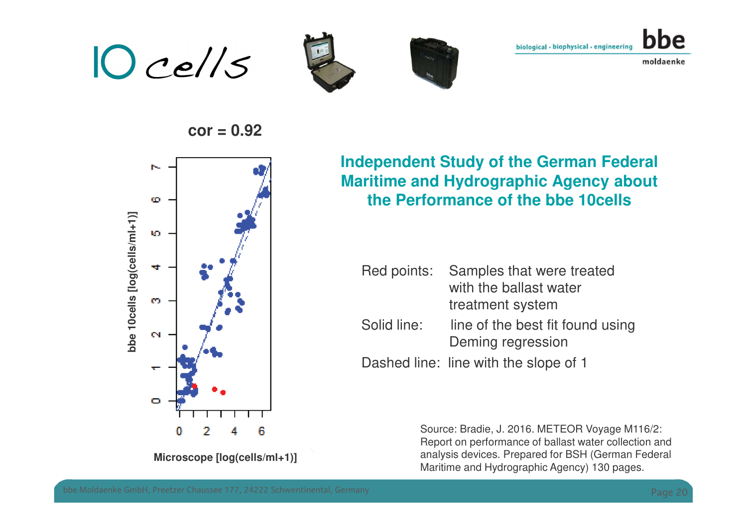**cor = 0.92**

## Independent Study of the German Federal Maritime and Hydrographic Agency about the Performance of the bbe 10cells

| | |
|---|---|
| Red points: | Samples that were treated with the ballast water treatment system |
| Solid line: | line of the best fit found using Deming regression |
| Dashed line: | line with the slope of 1 |

Source: Bradie, J. 2016. METEOR Voyage M116/2: Report on performance of ballast water collection and analysis devices. Prepared for BSH (German Federal Maritime and Hydrographic Agency) 130 pages.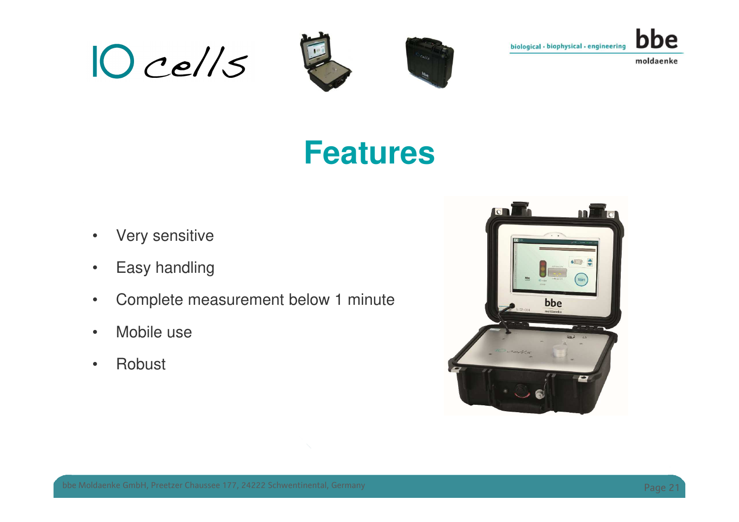# Features

- Very sensitive
- Easy handling
- Complete measurement below 1 minute
- Mobile use
- Robust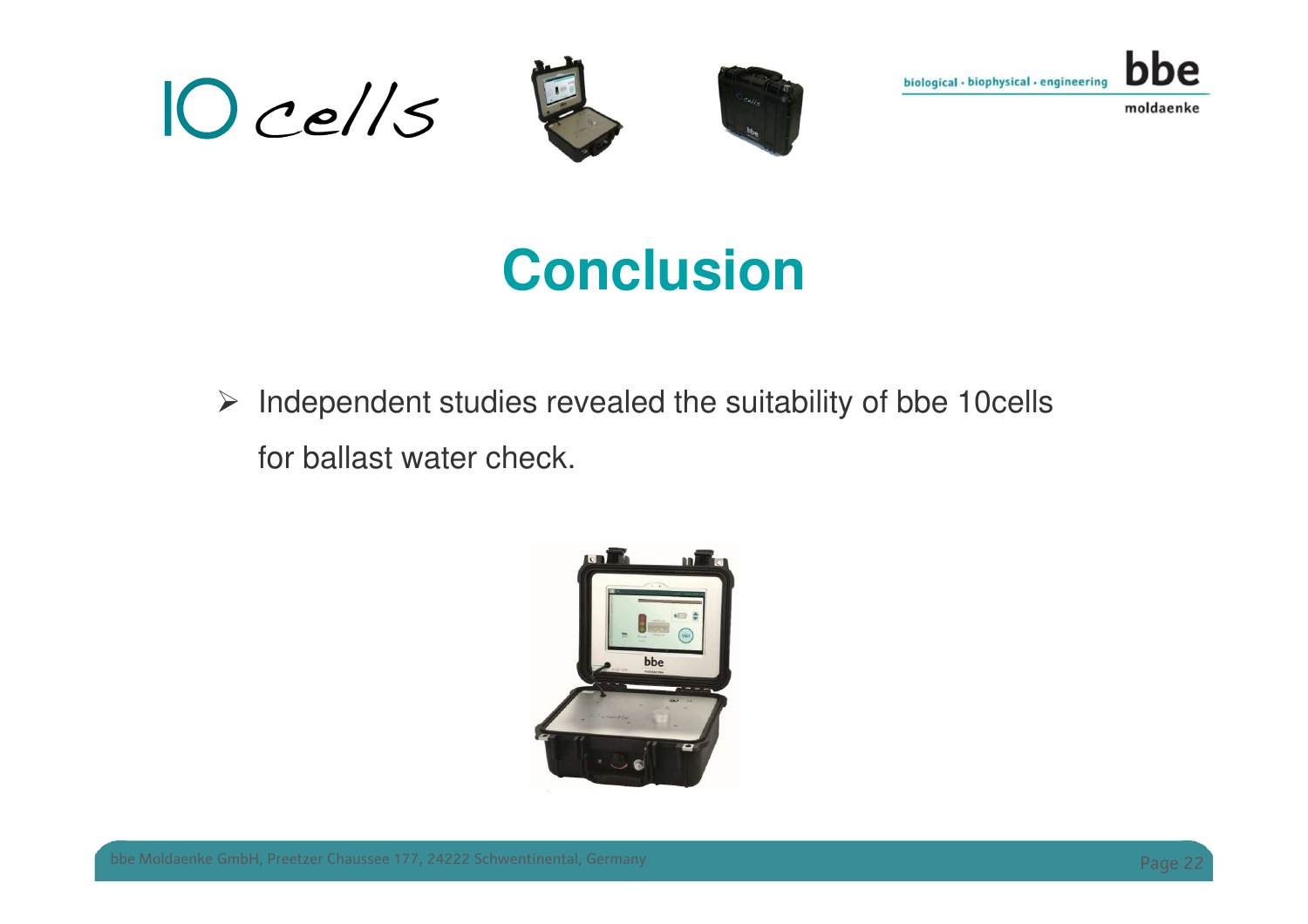# Conclusion

- Independent studies revealed the suitability of bbe 10cells for ballast water check.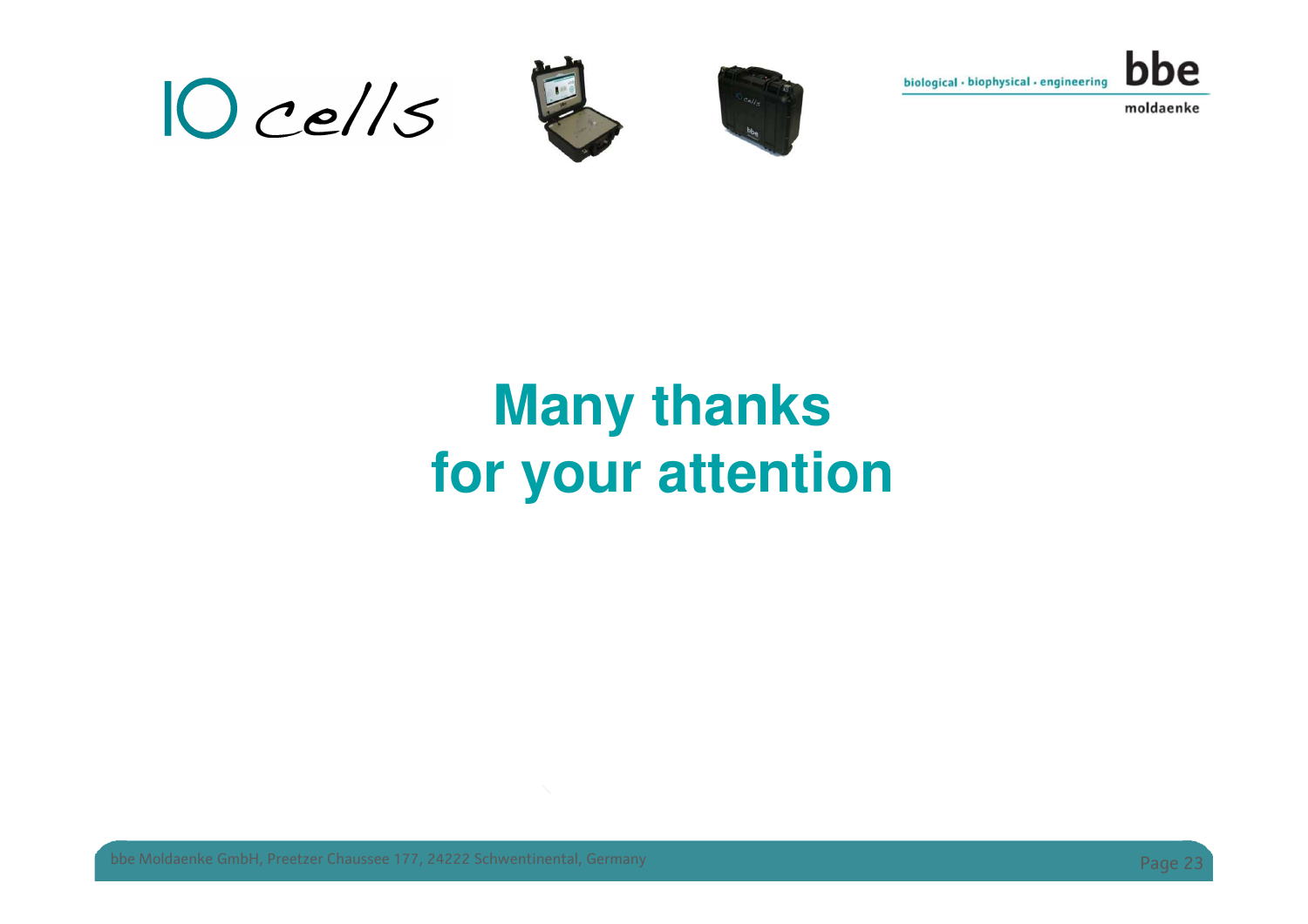# Many thanks for your attention